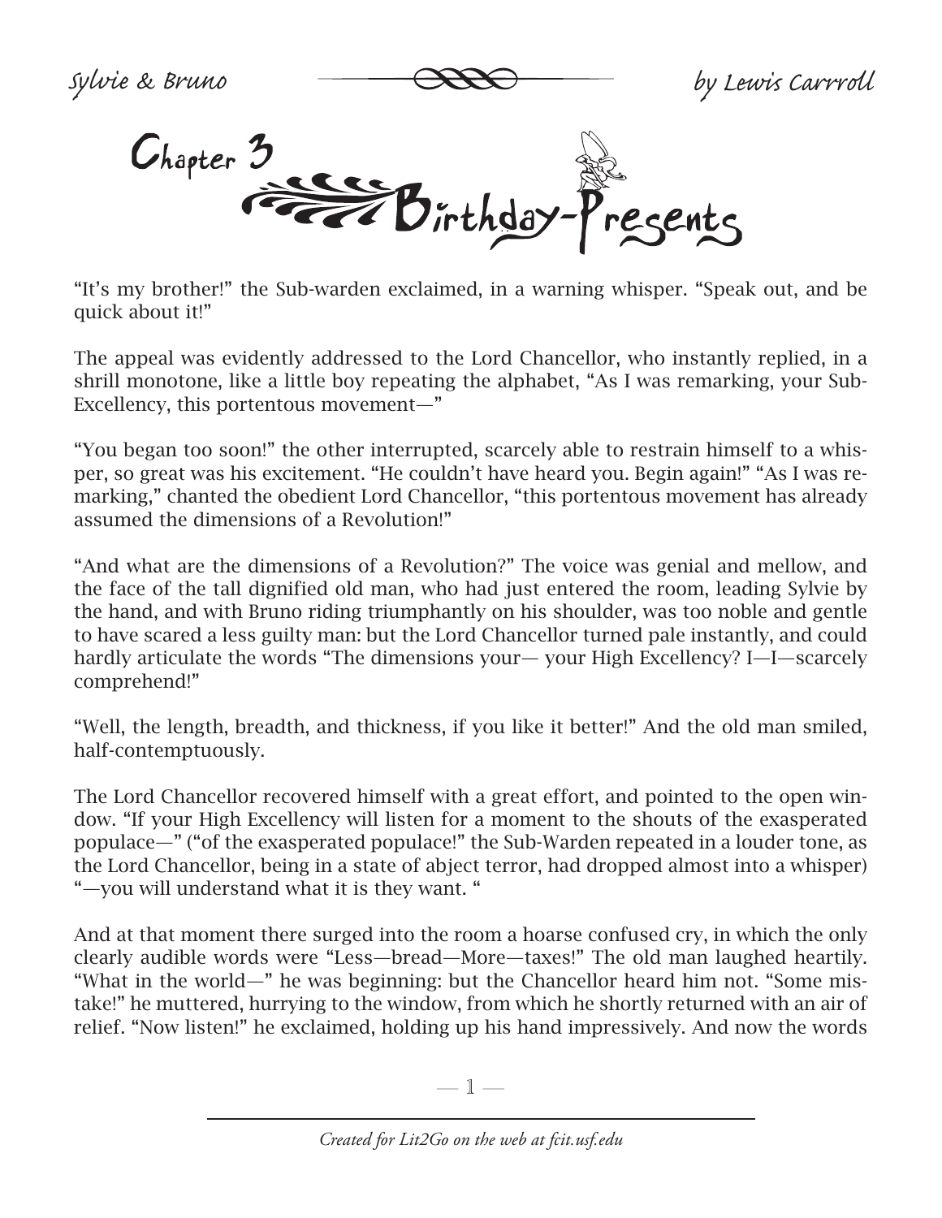# Chapter 3

## Birthday-Presents

"It's my brother!" the Sub-warden exclaimed, in a warning whisper. "Speak out, and be quick about it!"

The appeal was evidently addressed to the Lord Chancellor, who instantly replied, in a shrill monotone, like a little boy repeating the alphabet, "As I was remarking, your Sub-Excellency, this portentous movement—"

"You began too soon!" the other interrupted, scarcely able to restrain himself to a whisper, so great was his excitement. "He couldn't have heard you. Begin again!" "As I was remarking," chanted the obedient Lord Chancellor, "this portentous movement has already assumed the dimensions of a Revolution!"

"And what are the dimensions of a Revolution?" The voice was genial and mellow, and the face of the tall dignified old man, who had just entered the room, leading Sylvie by the hand, and with Bruno riding triumphantly on his shoulder, was too noble and gentle to have scared a less guilty man: but the Lord Chancellor turned pale instantly, and could hardly articulate the words "The dimensions your— your High Excellency? I—I—scarcely comprehend!"

"Well, the length, breadth, and thickness, if you like it better!" And the old man smiled, half-contemptuously.

The Lord Chancellor recovered himself with a great effort, and pointed to the open window. "If your High Excellency will listen for a moment to the shouts of the exasperated populace—" ("of the exasperated populace!" the Sub-Warden repeated in a louder tone, as the Lord Chancellor, being in a state of abject terror, had dropped almost into a whisper) "—you will understand what it is they want. "

And at that moment there surged into the room a hoarse confused cry, in which the only clearly audible words were "Less—bread—More—taxes!" The old man laughed heartily. "What in the world—" he was beginning: but the Chancellor heard him not. "Some mistake!" he muttered, hurrying to the window, from which he shortly returned with an air of relief. "Now listen!" he exclaimed, holding up his hand impressively. And now the words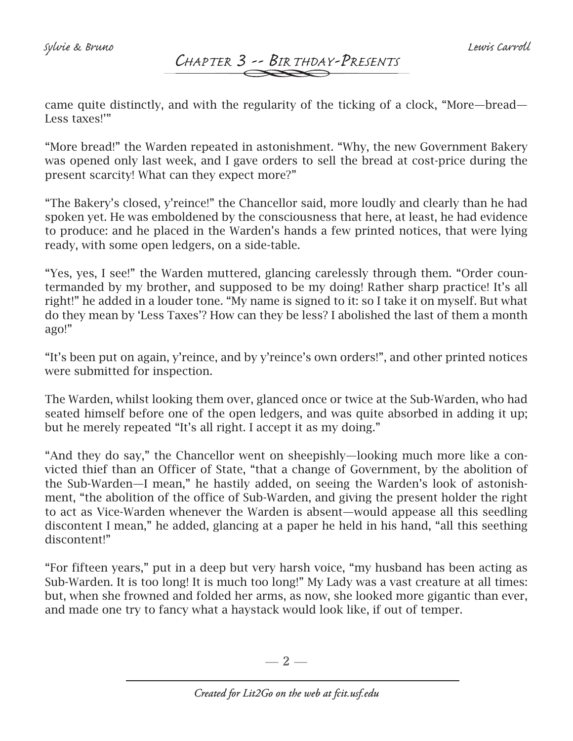came quite distinctly, and with the regularity of the ticking of a clock, "More—bread—Less taxes!'"

"More bread!" the Warden repeated in astonishment. "Why, the new Government Bakery was opened only last week, and I gave orders to sell the bread at cost-price during the present scarcity! What can they expect more?"

"The Bakery's closed, y'reince!" the Chancellor said, more loudly and clearly than he had spoken yet. He was emboldened by the consciousness that here, at least, he had evidence to produce: and he placed in the Warden's hands a few printed notices, that were lying ready, with some open ledgers, on a side-table.

"Yes, yes, I see!" the Warden muttered, glancing carelessly through them. "Order countermanded by my brother, and supposed to be my doing! Rather sharp practice! It's all right!" he added in a louder tone. "My name is signed to it: so I take it on myself. But what do they mean by 'Less Taxes'? How can they be less? I abolished the last of them a month ago!"

"It's been put on again, y'reince, and by y'reince's own orders!", and other printed notices were submitted for inspection.

The Warden, whilst looking them over, glanced once or twice at the Sub-Warden, who had seated himself before one of the open ledgers, and was quite absorbed in adding it up; but he merely repeated "It's all right. I accept it as my doing."

"And they do say," the Chancellor went on sheepishly—looking much more like a convicted thief than an Officer of State, "that a change of Government, by the abolition of the Sub-Warden—I mean," he hastily added, on seeing the Warden's look of astonishment, "the abolition of the office of Sub-Warden, and giving the present holder the right to act as Vice-Warden whenever the Warden is absent—would appease all this seedling discontent I mean," he added, glancing at a paper he held in his hand, "all this seething discontent!"

"For fifteen years," put in a deep but very harsh voice, "my husband has been acting as Sub-Warden. It is too long! It is much too long!" My Lady was a vast creature at all times: but, when she frowned and folded her arms, as now, she looked more gigantic than ever, and made one try to fancy what a haystack would look like, if out of temper.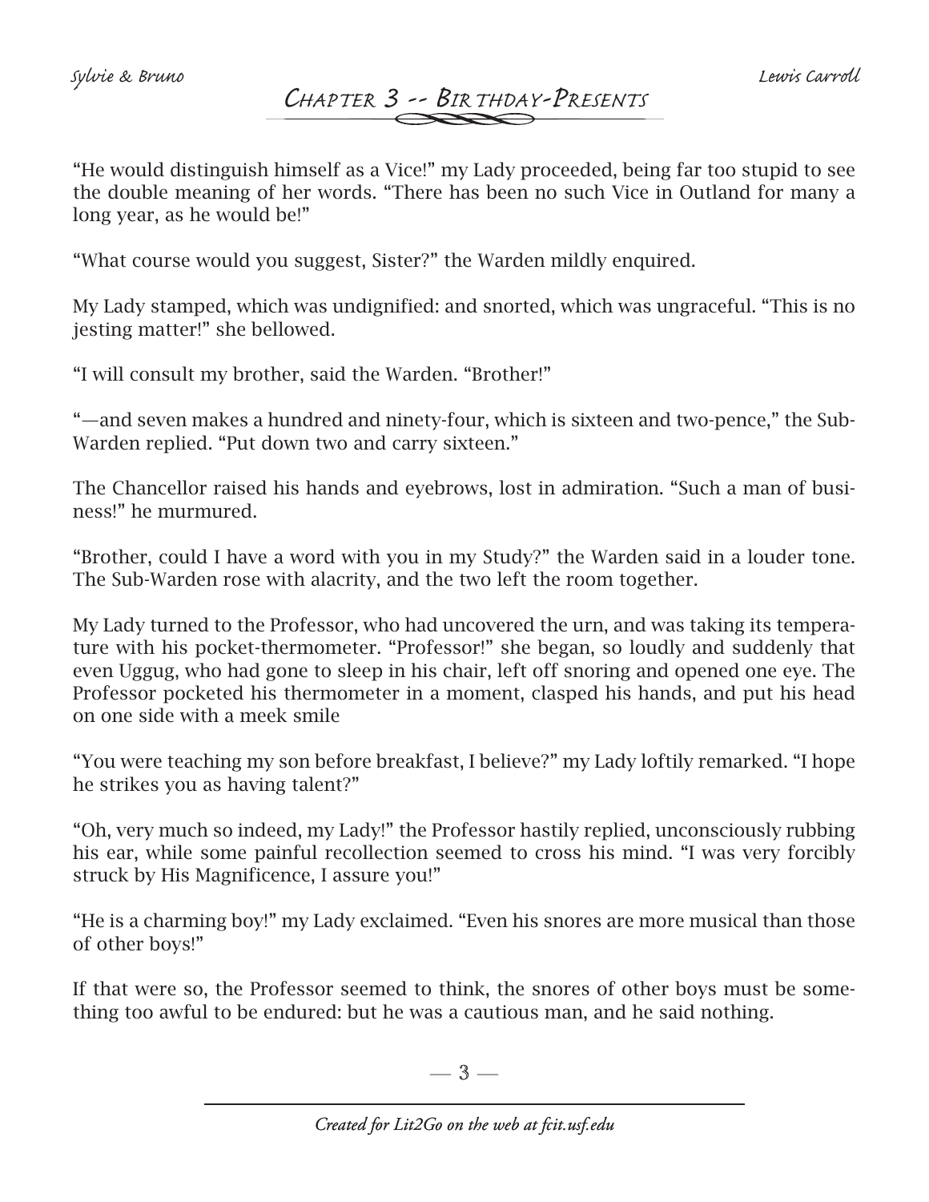## Chapter 3 -- Birthday-Presents

"He would distinguish himself as a Vice!" my Lady proceeded, being far too stupid to see the double meaning of her words. "There has been no such Vice in Outland for many a long year, as he would be!"

"What course would you suggest, Sister?" the Warden mildly enquired.

My Lady stamped, which was undignified: and snorted, which was ungraceful. "This is no jesting matter!" she bellowed.

"I will consult my brother, said the Warden. "Brother!"

"—and seven makes a hundred and ninety-four, which is sixteen and two-pence," the Sub-Warden replied. "Put down two and carry sixteen."

The Chancellor raised his hands and eyebrows, lost in admiration. "Such a man of business!" he murmured.

"Brother, could I have a word with you in my Study?" the Warden said in a louder tone. The Sub-Warden rose with alacrity, and the two left the room together.

My Lady turned to the Professor, who had uncovered the urn, and was taking its temperature with his pocket-thermometer. "Professor!" she began, so loudly and suddenly that even Uggug, who had gone to sleep in his chair, left off snoring and opened one eye. The Professor pocketed his thermometer in a moment, clasped his hands, and put his head on one side with a meek smile

"You were teaching my son before breakfast, I believe?" my Lady loftily remarked. "I hope he strikes you as having talent?"

"Oh, very much so indeed, my Lady!" the Professor hastily replied, unconsciously rubbing his ear, while some painful recollection seemed to cross his mind. "I was very forcibly struck by His Magnificence, I assure you!"

"He is a charming boy!" my Lady exclaimed. "Even his snores are more musical than those of other boys!"

If that were so, the Professor seemed to think, the snores of other boys must be something too awful to be endured: but he was a cautious man, and he said nothing.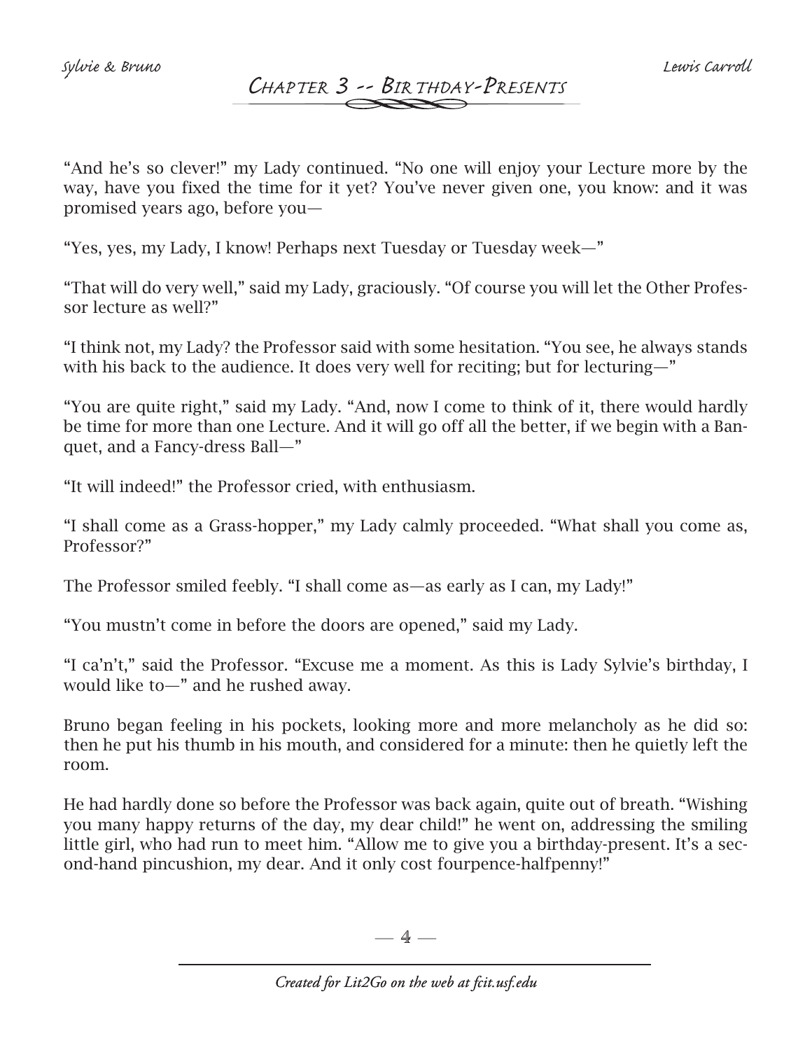## Chapter 3 -- Birthday-Presents

"And he's so clever!" my Lady continued. "No one will enjoy your Lecture more by the way, have you fixed the time for it yet? You've never given one, you know: and it was promised years ago, before you—

"Yes, yes, my Lady, I know! Perhaps next Tuesday or Tuesday week—"

"That will do very well," said my Lady, graciously. "Of course you will let the Other Professor lecture as well?"

"I think not, my Lady? the Professor said with some hesitation. "You see, he always stands with his back to the audience. It does very well for reciting; but for lecturing—"

"You are quite right," said my Lady. "And, now I come to think of it, there would hardly be time for more than one Lecture. And it will go off all the better, if we begin with a Banquet, and a Fancy-dress Ball—"

"It will indeed!" the Professor cried, with enthusiasm.

"I shall come as a Grass-hopper," my Lady calmly proceeded. "What shall you come as, Professor?"

The Professor smiled feebly. "I shall come as—as early as I can, my Lady!"

"You mustn't come in before the doors are opened," said my Lady.

"I ca'n't," said the Professor. "Excuse me a moment. As this is Lady Sylvie's birthday, I would like to—" and he rushed away.

Bruno began feeling in his pockets, looking more and more melancholy as he did so: then he put his thumb in his mouth, and considered for a minute: then he quietly left the room.

He had hardly done so before the Professor was back again, quite out of breath. "Wishing you many happy returns of the day, my dear child!" he went on, addressing the smiling little girl, who had run to meet him. "Allow me to give you a birthday-present. It's a second-hand pincushion, my dear. And it only cost fourpence-halfpenny!"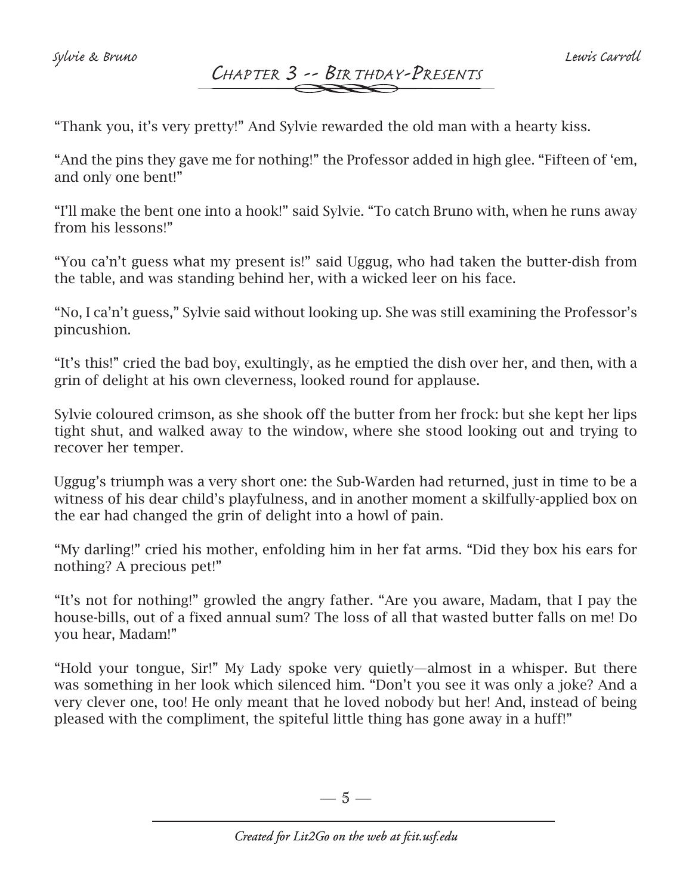"Thank you, it's very pretty!" And Sylvie rewarded the old man with a hearty kiss.

"And the pins they gave me for nothing!" the Professor added in high glee. "Fifteen of 'em, and only one bent!"

"I'll make the bent one into a hook!" said Sylvie. "To catch Bruno with, when he runs away from his lessons!"

"You ca'n't guess what my present is!" said Uggug, who had taken the butter-dish from the table, and was standing behind her, with a wicked leer on his face.

"No, I ca'n't guess," Sylvie said without looking up. She was still examining the Professor's pincushion.

"It's this!" cried the bad boy, exultingly, as he emptied the dish over her, and then, with a grin of delight at his own cleverness, looked round for applause.

Sylvie coloured crimson, as she shook off the butter from her frock: but she kept her lips tight shut, and walked away to the window, where she stood looking out and trying to recover her temper.

Uggug's triumph was a very short one: the Sub-Warden had returned, just in time to be a witness of his dear child's playfulness, and in another moment a skilfully-applied box on the ear had changed the grin of delight into a howl of pain.

"My darling!" cried his mother, enfolding him in her fat arms. "Did they box his ears for nothing? A precious pet!"

"It's not for nothing!" growled the angry father. "Are you aware, Madam, that I pay the house-bills, out of a fixed annual sum? The loss of all that wasted butter falls on me! Do you hear, Madam!"

"Hold your tongue, Sir!" My Lady spoke very quietly—almost in a whisper. But there was something in her look which silenced him. "Don't you see it was only a joke? And a very clever one, too! He only meant that he loved nobody but her! And, instead of being pleased with the compliment, the spiteful little thing has gone away in a huff!"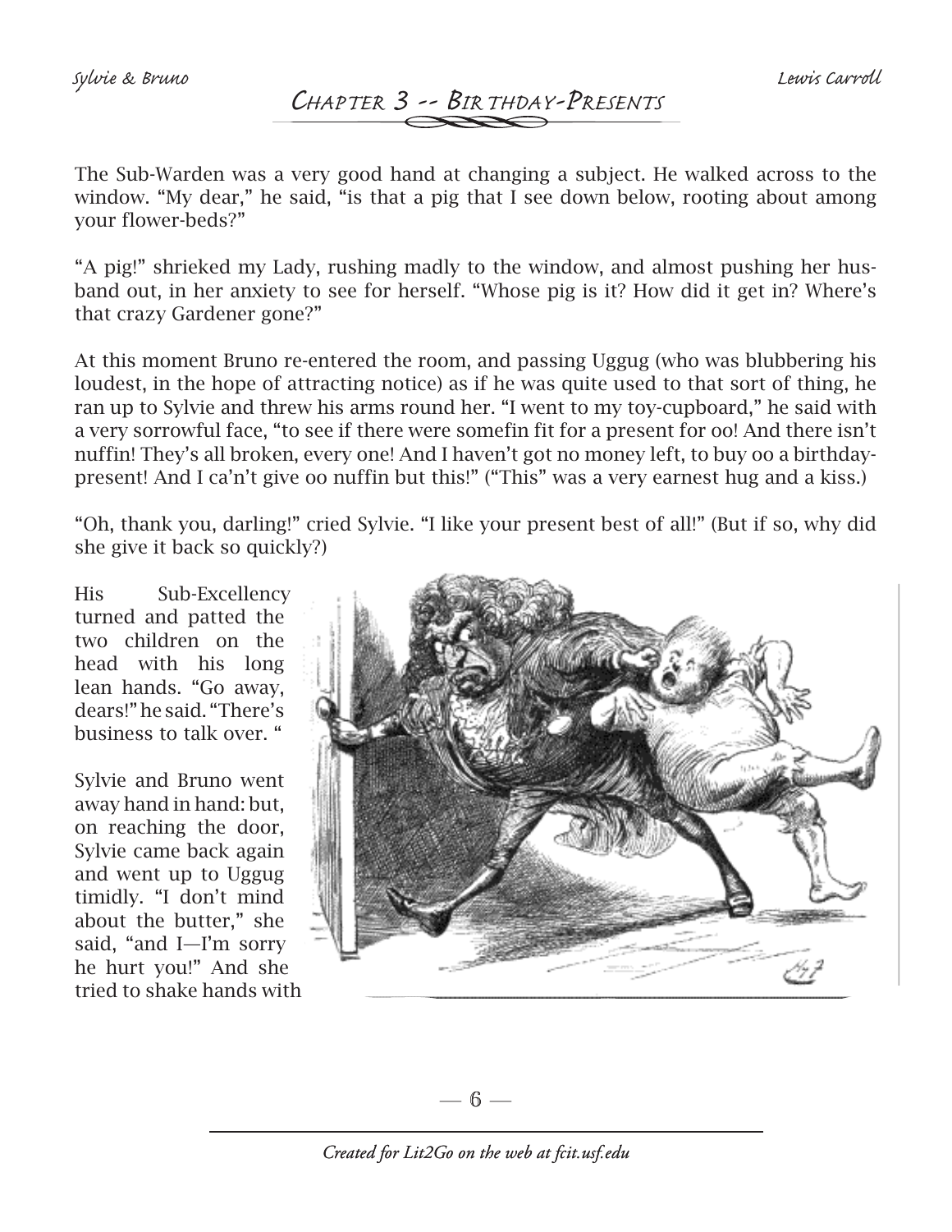## Chapter 3 -- Birthday-Presents

The Sub-Warden was a very good hand at changing a subject. He walked across to the window. "My dear," he said, "is that a pig that I see down below, rooting about among your flower-beds?"

"A pig!" shrieked my Lady, rushing madly to the window, and almost pushing her husband out, in her anxiety to see for herself. "Whose pig is it? How did it get in? Where's that crazy Gardener gone?"

At this moment Bruno re-entered the room, and passing Uggug (who was blubbering his loudest, in the hope of attracting notice) as if he was quite used to that sort of thing, he ran up to Sylvie and threw his arms round her. "I went to my toy-cupboard," he said with a very sorrowful face, "to see if there were somefin fit for a present for oo! And there isn't nuffin! They's all broken, every one! And I haven't got no money left, to buy oo a birthday-present! And I ca'n't give oo nuffin but this!" ("This" was a very earnest hug and a kiss.)

"Oh, thank you, darling!" cried Sylvie. "I like your present best of all!" (But if so, why did she give it back so quickly?)

His Sub-Excellency turned and patted the two children on the head with his long lean hands. "Go away, dears!" he said. "There's business to talk over. "

Sylvie and Bruno went away hand in hand: but, on reaching the door, Sylvie came back again and went up to Uggug timidly. "I don't mind about the butter," she said, "and I—I'm sorry he hurt you!" And she tried to shake hands with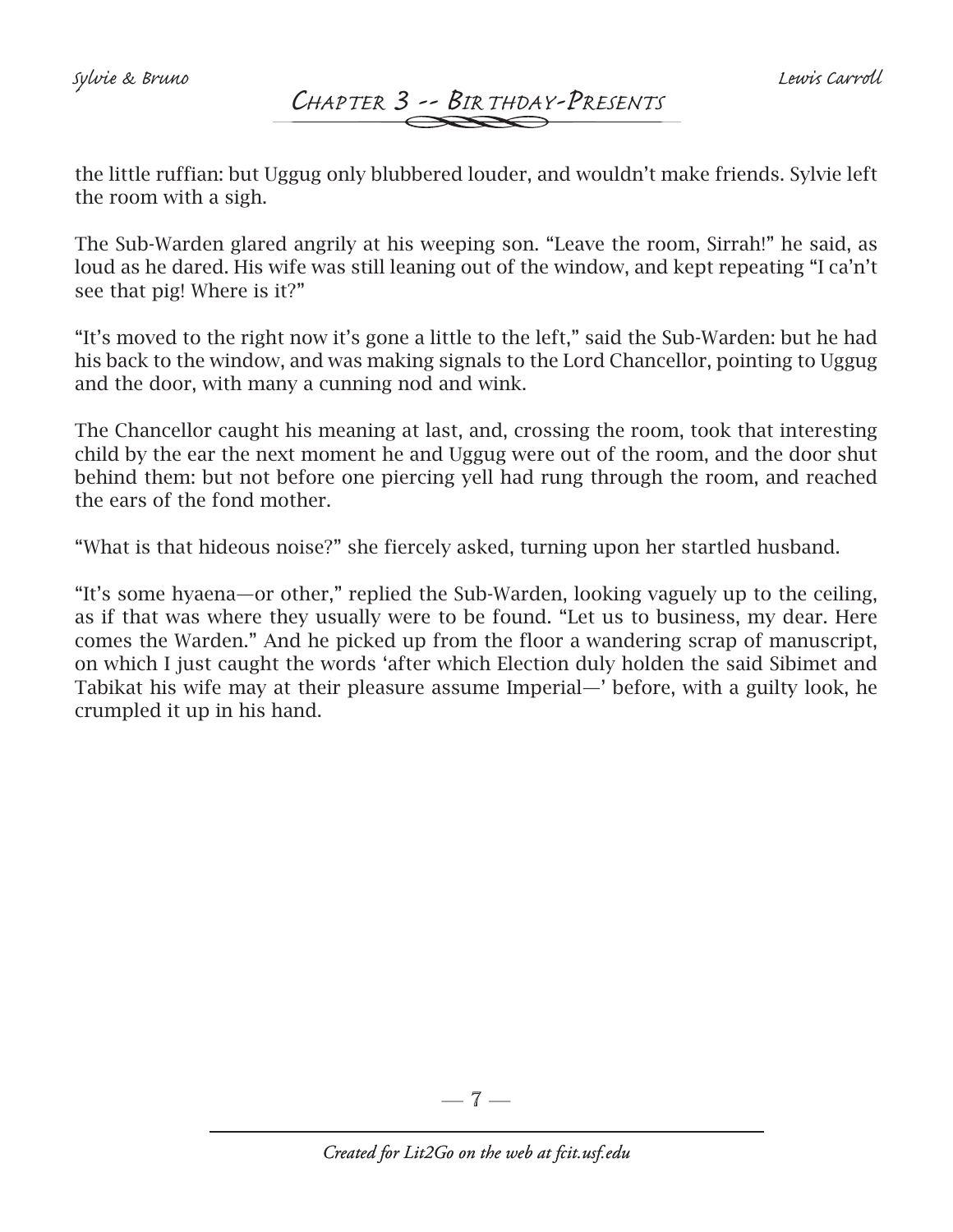the little ruffian: but Uggug only blubbered louder, and wouldn't make friends. Sylvie left the room with a sigh.

The Sub-Warden glared angrily at his weeping son. "Leave the room, Sirrah!" he said, as loud as he dared. His wife was still leaning out of the window, and kept repeating "I ca'n't see that pig! Where is it?"

"It's moved to the right now it's gone a little to the left," said the Sub-Warden: but he had his back to the window, and was making signals to the Lord Chancellor, pointing to Uggug and the door, with many a cunning nod and wink.

The Chancellor caught his meaning at last, and, crossing the room, took that interesting child by the ear the next moment he and Uggug were out of the room, and the door shut behind them: but not before one piercing yell had rung through the room, and reached the ears of the fond mother.

"What is that hideous noise?" she fiercely asked, turning upon her startled husband.

"It's some hyaena—or other," replied the Sub-Warden, looking vaguely up to the ceiling, as if that was where they usually were to be found. "Let us to business, my dear. Here comes the Warden." And he picked up from the floor a wandering scrap of manuscript, on which I just caught the words 'after which Election duly holden the said Sibimet and Tabikat his wife may at their pleasure assume Imperial—' before, with a guilty look, he crumpled it up in his hand.